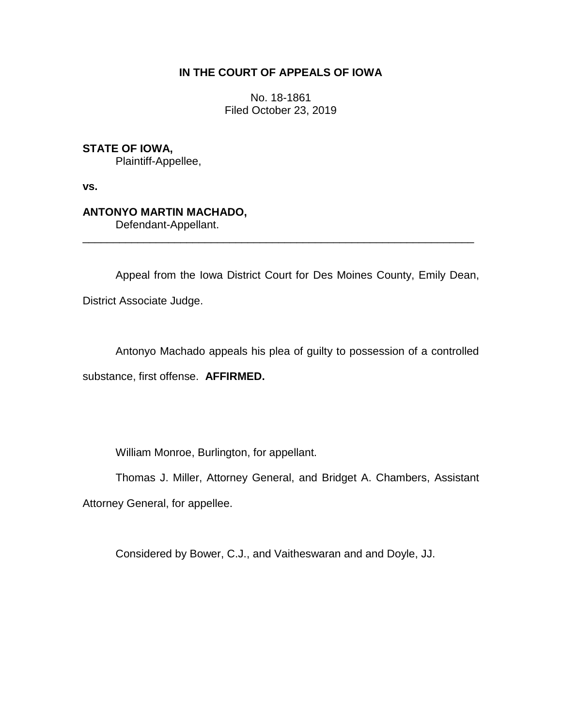**IN THE COURT OF APPEALS OF IOWA**

No. 18-1861
Filed October 23, 2019

**STATE OF IOWA,**
Plaintiff-Appellee,

**vs.**

**ANTONYO MARTIN MACHADO,**
Defendant-Appellant.

---

Appeal from the Iowa District Court for Des Moines County, Emily Dean, District Associate Judge.

Antonyo Machado appeals his plea of guilty to possession of a controlled substance, first offense. **AFFIRMED.**

William Monroe, Burlington, for appellant.

Thomas J. Miller, Attorney General, and Bridget A. Chambers, Assistant Attorney General, for appellee.

Considered by Bower, C.J., and Vaitheswaran and and Doyle, JJ.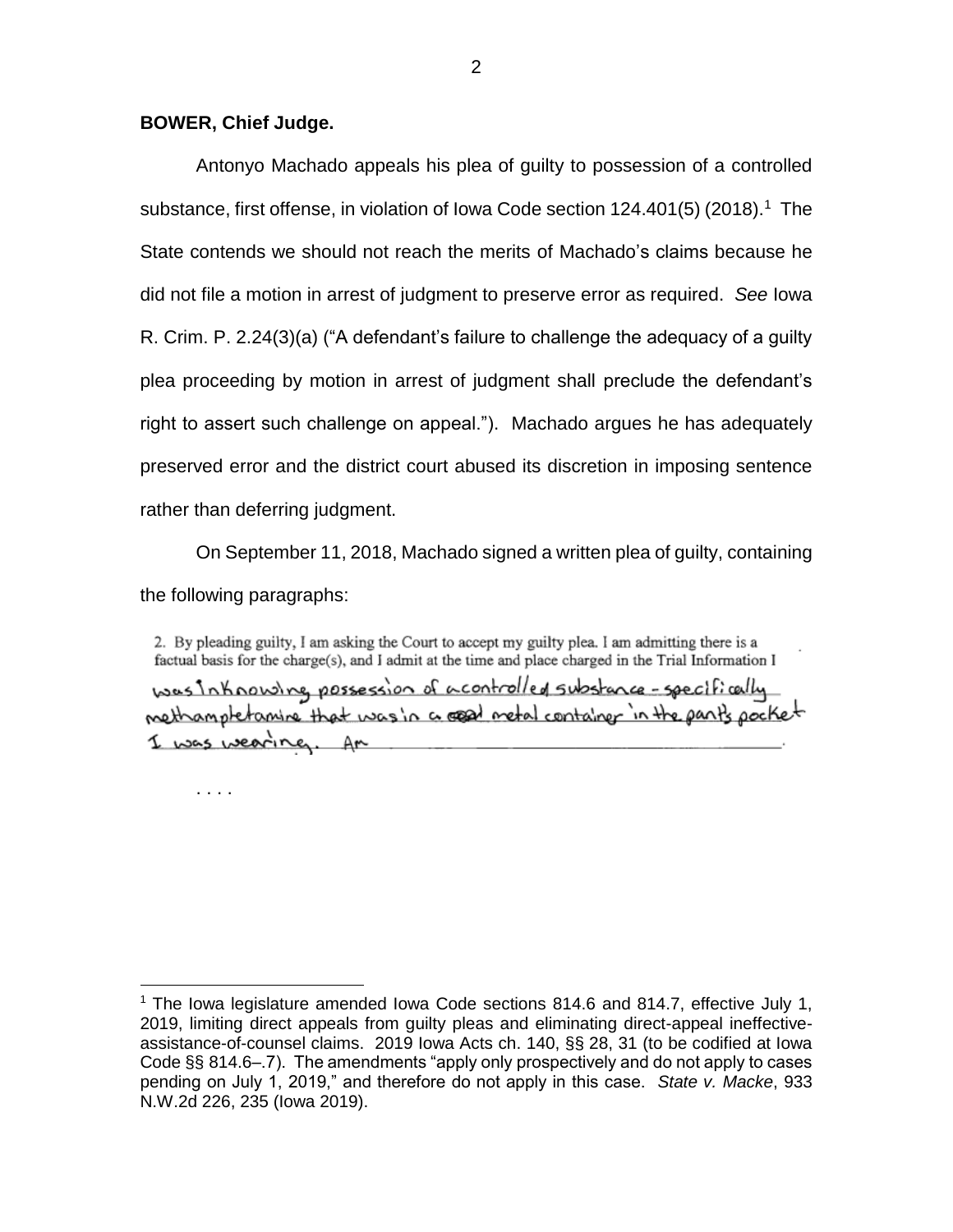**BOWER, Chief Judge.**

Antonyo Machado appeals his plea of guilty to possession of a controlled substance, first offense, in violation of Iowa Code section 124.401(5) (2018).[1] The State contends we should not reach the merits of Machado's claims because he did not file a motion in arrest of judgment to preserve error as required. *See* Iowa R. Crim. P. 2.24(3)(a) ("A defendant's failure to challenge the adequacy of a guilty plea proceeding by motion in arrest of judgment shall preclude the defendant's right to assert such challenge on appeal."). Machado argues he has adequately preserved error and the district court abused its discretion in imposing sentence rather than deferring judgment.

On September 11, 2018, Machado signed a written plea of guilty, containing the following paragraphs:

> 2. By pleading guilty, I am asking the Court to accept my guilty plea. I am admitting there is a factual basis for the charge(s), and I admit at the time and place charged in the Trial Information I was in knowing possession of a controlled substance - specifically methamphetamine that was in a metal container in the pant's pocket I was wearing. Am
>
> . . . .

[1] The Iowa legislature amended Iowa Code sections 814.6 and 814.7, effective July 1, 2019, limiting direct appeals from guilty pleas and eliminating direct-appeal ineffective-assistance-of-counsel claims. 2019 Iowa Acts ch. 140, §§ 28, 31 (to be codified at Iowa Code §§ 814.6–.7). The amendments "apply only prospectively and do not apply to cases pending on July 1, 2019," and therefore do not apply in this case. *State v. Macke*, 933 N.W.2d 226, 235 (Iowa 2019).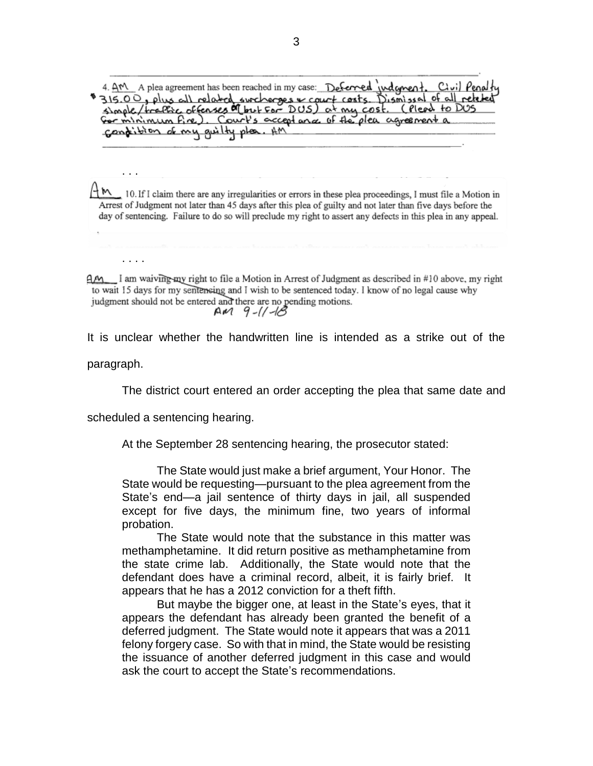4. AM A plea agreement has been reached in my case: Deferred judgment. Civil Penalty $315.00, plus all related surcharges & court costs. Dismissal of all related simple/traffic offenses (but for DUS) at my cost. (Plead to DUS for minimum fine). Court's acceptance of the plea agreement a condition of my guilty plea. AM

. . .

AM 10. If I claim there are any irregularities or errors in these plea proceedings, I must file a Motion in Arrest of Judgment not later than 45 days after this plea of guilty and not later than five days before the day of sentencing. Failure to do so will preclude my right to assert any defects in this plea in any appeal.

. . . .

AM I am waiving my right to file a Motion in Arrest of Judgment as described in #10 above, my right to wait 15 days for my sentencing and I wish to be sentenced today. I know of no legal cause why judgment should not be entered and there are no pending motions.
AM 9-11-18

It is unclear whether the handwritten line is intended as a strike out of the paragraph.

The district court entered an order accepting the plea that same date and scheduled a sentencing hearing.

At the September 28 sentencing hearing, the prosecutor stated:

> The State would just make a brief argument, Your Honor. The State would be requesting—pursuant to the plea agreement from the State's end—a jail sentence of thirty days in jail, all suspended except for five days, the minimum fine, two years of informal probation.
>
> The State would note that the substance in this matter was methamphetamine. It did return positive as methamphetamine from the state crime lab. Additionally, the State would note that the defendant does have a criminal record, albeit, it is fairly brief. It appears that he has a 2012 conviction for a theft fifth.
>
> But maybe the bigger one, at least in the State's eyes, that it appears the defendant has already been granted the benefit of a deferred judgment. The State would note it appears that was a 2011 felony forgery case. So with that in mind, the State would be resisting the issuance of another deferred judgment in this case and would ask the court to accept the State's recommendations.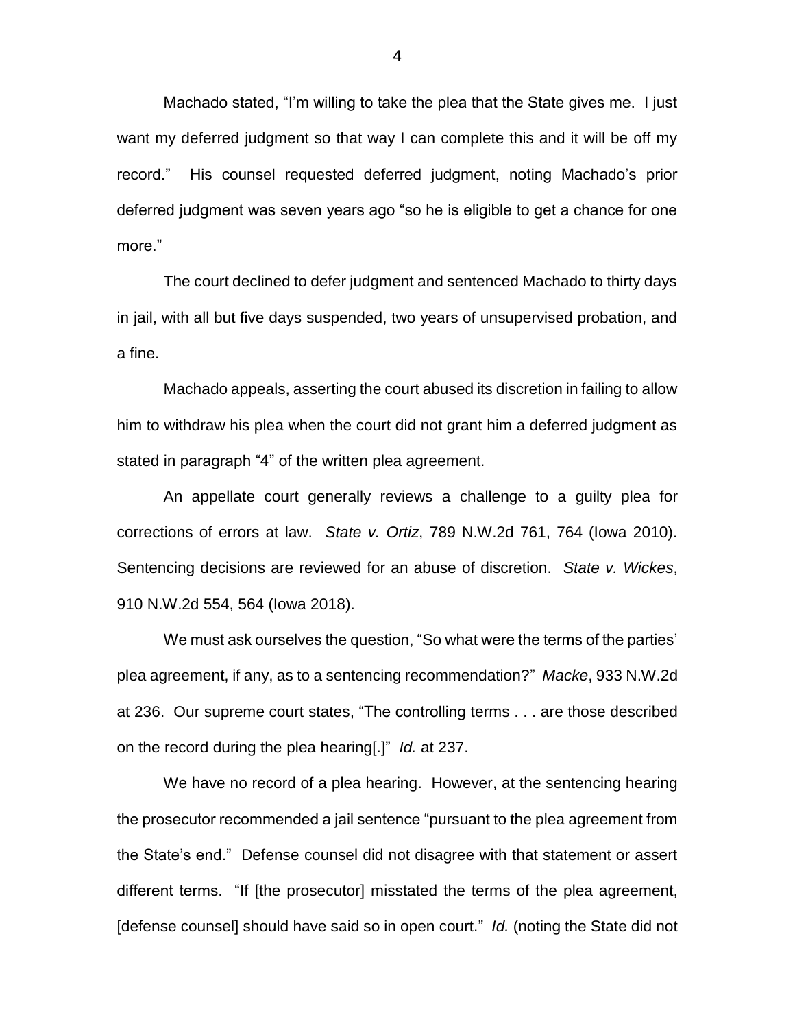Machado stated, "I'm willing to take the plea that the State gives me. I just want my deferred judgment so that way I can complete this and it will be off my record." His counsel requested deferred judgment, noting Machado's prior deferred judgment was seven years ago "so he is eligible to get a chance for one more."

The court declined to defer judgment and sentenced Machado to thirty days in jail, with all but five days suspended, two years of unsupervised probation, and a fine.

Machado appeals, asserting the court abused its discretion in failing to allow him to withdraw his plea when the court did not grant him a deferred judgment as stated in paragraph "4" of the written plea agreement.

An appellate court generally reviews a challenge to a guilty plea for corrections of errors at law. *State v. Ortiz*, 789 N.W.2d 761, 764 (Iowa 2010). Sentencing decisions are reviewed for an abuse of discretion. *State v. Wickes*, 910 N.W.2d 554, 564 (Iowa 2018).

We must ask ourselves the question, "So what were the terms of the parties' plea agreement, if any, as to a sentencing recommendation?" *Macke*, 933 N.W.2d at 236. Our supreme court states, "The controlling terms . . . are those described on the record during the plea hearing[.]" *Id.* at 237.

We have no record of a plea hearing. However, at the sentencing hearing the prosecutor recommended a jail sentence "pursuant to the plea agreement from the State's end." Defense counsel did not disagree with that statement or assert different terms. "If [the prosecutor] misstated the terms of the plea agreement, [defense counsel] should have said so in open court." *Id.* (noting the State did not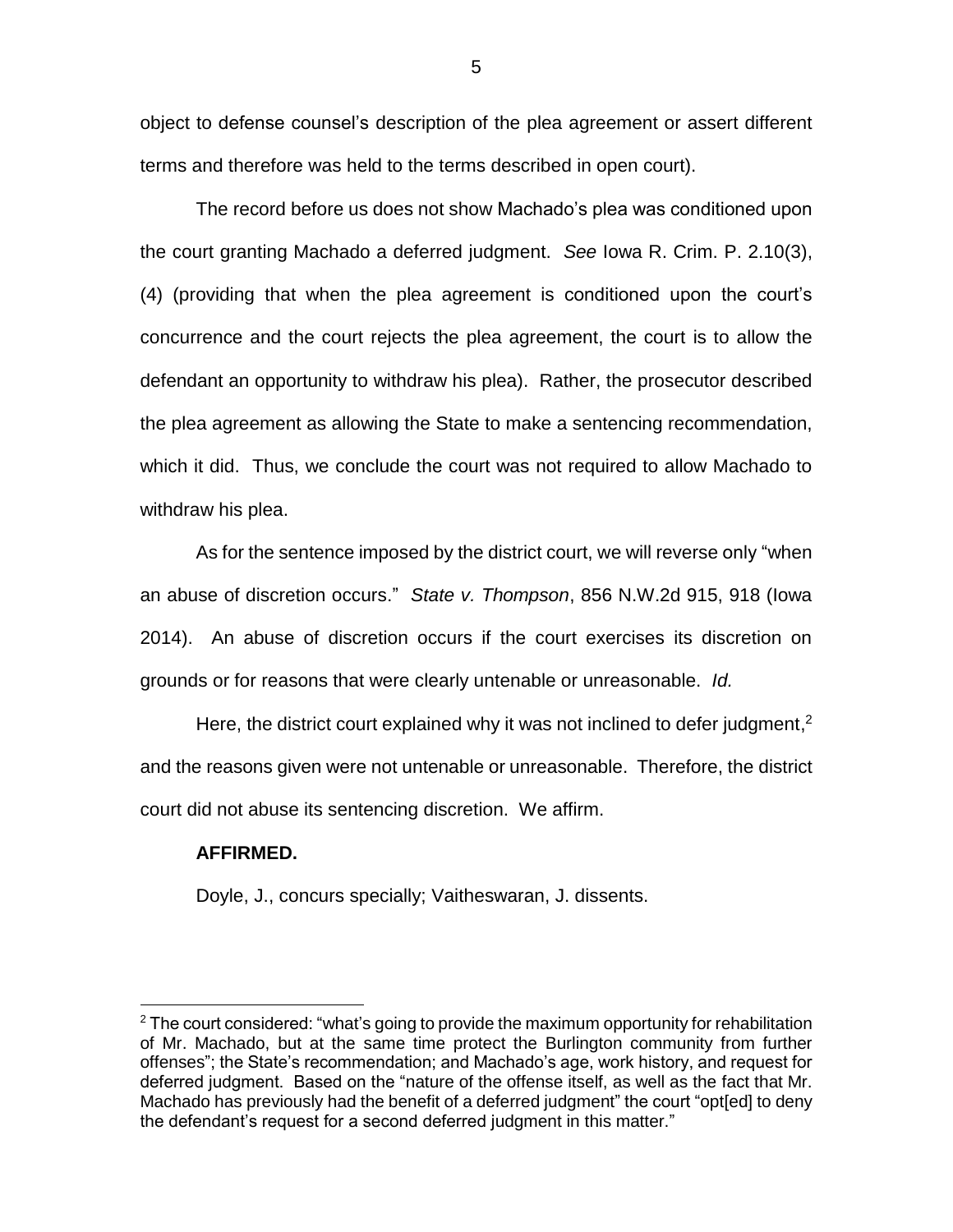object to defense counsel's description of the plea agreement or assert different terms and therefore was held to the terms described in open court).

The record before us does not show Machado's plea was conditioned upon the court granting Machado a deferred judgment. *See* Iowa R. Crim. P. 2.10(3), (4) (providing that when the plea agreement is conditioned upon the court's concurrence and the court rejects the plea agreement, the court is to allow the defendant an opportunity to withdraw his plea). Rather, the prosecutor described the plea agreement as allowing the State to make a sentencing recommendation, which it did. Thus, we conclude the court was not required to allow Machado to withdraw his plea.

As for the sentence imposed by the district court, we will reverse only "when an abuse of discretion occurs." *State v. Thompson*, 856 N.W.2d 915, 918 (Iowa 2014). An abuse of discretion occurs if the court exercises its discretion on grounds or for reasons that were clearly untenable or unreasonable. *Id.*

Here, the district court explained why it was not inclined to defer judgment,[2] and the reasons given were not untenable or unreasonable. Therefore, the district court did not abuse its sentencing discretion. We affirm.

**AFFIRMED.**

Doyle, J., concurs specially; Vaitheswaran, J. dissents.

[2] The court considered: "what's going to provide the maximum opportunity for rehabilitation of Mr. Machado, but at the same time protect the Burlington community from further offenses"; the State's recommendation; and Machado's age, work history, and request for deferred judgment. Based on the "nature of the offense itself, as well as the fact that Mr. Machado has previously had the benefit of a deferred judgment" the court "opt[ed] to deny the defendant's request for a second deferred judgment in this matter."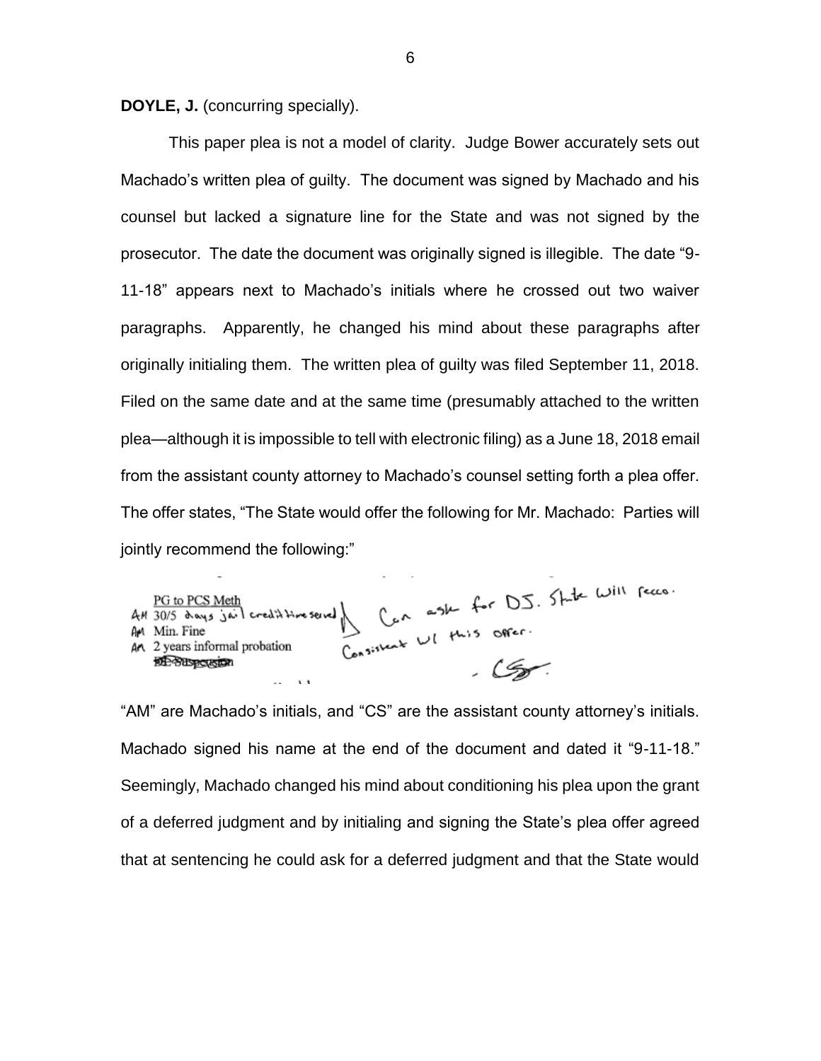**DOYLE, J.** (concurring specially).

This paper plea is not a model of clarity. Judge Bower accurately sets out Machado's written plea of guilty. The document was signed by Machado and his counsel but lacked a signature line for the State and was not signed by the prosecutor. The date the document was originally signed is illegible. The date "9-11-18" appears next to Machado's initials where he crossed out two waiver paragraphs. Apparently, he changed his mind about these paragraphs after originally initialing them. The written plea of guilty was filed September 11, 2018. Filed on the same date and at the same time (presumably attached to the written plea—although it is impossible to tell with electronic filing) as a June 18, 2018 email from the assistant county attorney to Machado's counsel setting forth a plea offer. The offer states, "The State would offer the following for Mr. Machado: Parties will jointly recommend the following:"

PG to PCS Meth
AM 30/5 days jail credit time served
AM Min. Fine
AM 2 years informal probation
~~DL Suspension~~

Can ask for DJ. State will recco. Consistent w/ this offer.
- CS

"AM" are Machado's initials, and "CS" are the assistant county attorney's initials. Machado signed his name at the end of the document and dated it "9-11-18." Seemingly, Machado changed his mind about conditioning his plea upon the grant of a deferred judgment and by initialing and signing the State's plea offer agreed that at sentencing he could ask for a deferred judgment and that the State would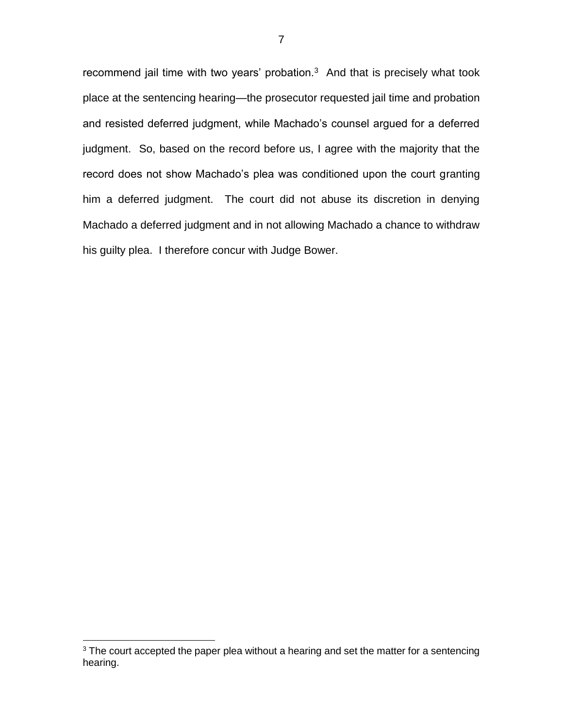recommend jail time with two years' probation.[3] And that is precisely what took place at the sentencing hearing—the prosecutor requested jail time and probation and resisted deferred judgment, while Machado's counsel argued for a deferred judgment. So, based on the record before us, I agree with the majority that the record does not show Machado's plea was conditioned upon the court granting him a deferred judgment. The court did not abuse its discretion in denying Machado a deferred judgment and in not allowing Machado a chance to withdraw his guilty plea. I therefore concur with Judge Bower.

[3] The court accepted the paper plea without a hearing and set the matter for a sentencing hearing.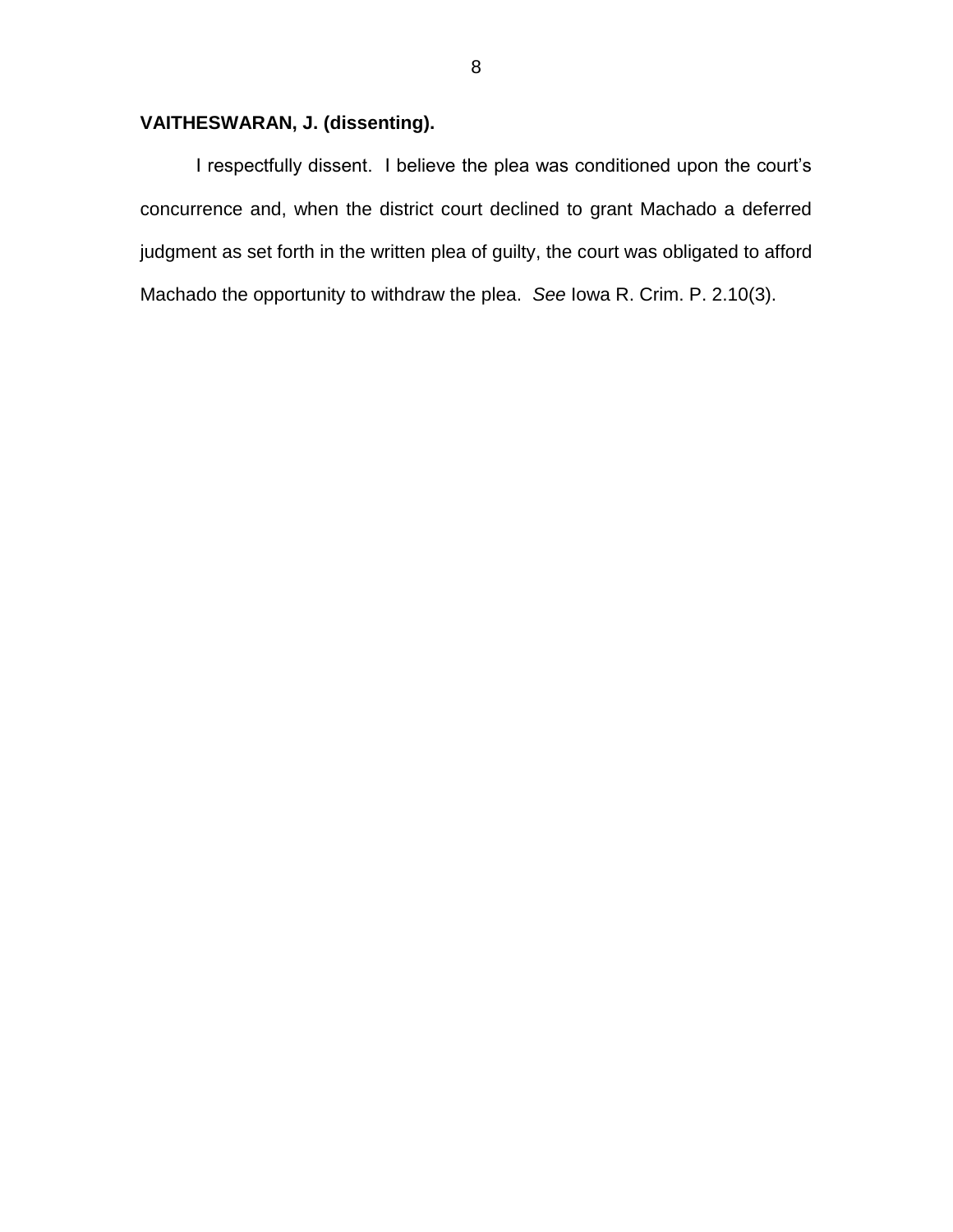**VAITHESWARAN, J. (dissenting).**

I respectfully dissent. I believe the plea was conditioned upon the court's concurrence and, when the district court declined to grant Machado a deferred judgment as set forth in the written plea of guilty, the court was obligated to afford Machado the opportunity to withdraw the plea. *See* Iowa R. Crim. P. 2.10(3).